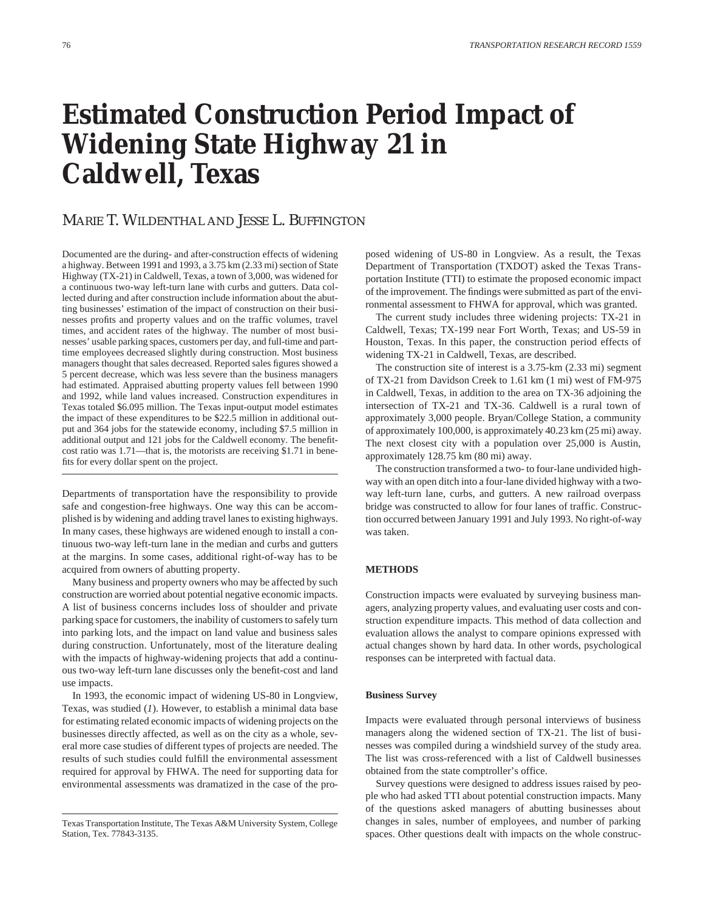# Estimated Construction Period Impact of Widening State Highway 21 in Caldwell, Texas

MARIE T. WILDENTHAL AND JESSE L. BUFFINGTON

Documented are the during- and after-construction effects of widening a highway. Between 1991 and 1993, a 3.75 km (2.33 mi) section of State Highway (TX-21) in Caldwell, Texas, a town of 3,000, was widened for a continuous two-way left-turn lane with curbs and gutters. Data collected during and after construction include information about the abutting businesses' estimation of the impact of construction on their businesses profits and property values and on the traffic volumes, travel times, and accident rates of the highway. The number of most businesses' usable parking spaces, customers per day, and full-time and part-time employees decreased slightly during construction. Most business managers thought that sales decreased. Reported sales figures showed a 5 percent decrease, which was less severe than the business managers had estimated. Appraised abutting property values fell between 1990 and 1992, while land values increased. Construction expenditures in Texas totaled $6.095 million. The Texas input-output model estimates the impact of these expenditures to be $22.5 million in additional output and 364 jobs for the statewide economy, including $7.5 million in additional output and 121 jobs for the Caldwell economy. The benefit-cost ratio was 1.71—that is, the motorists are receiving $1.71 in benefits for every dollar spent on the project.

Departments of transportation have the responsibility to provide safe and congestion-free highways. One way this can be accomplished is by widening and adding travel lanes to existing highways. In many cases, these highways are widened enough to install a continuous two-way left-turn lane in the median and curbs and gutters at the margins. In some cases, additional right-of-way has to be acquired from owners of abutting property.

Many business and property owners who may be affected by such construction are worried about potential negative economic impacts. A list of business concerns includes loss of shoulder and private parking space for customers, the inability of customers to safely turn into parking lots, and the impact on land value and business sales during construction. Unfortunately, most of the literature dealing with the impacts of highway-widening projects that add a continuous two-way left-turn lane discusses only the benefit-cost and land use impacts.

In 1993, the economic impact of widening US-80 in Longview, Texas, was studied (*1*). However, to establish a minimal data base for estimating related economic impacts of widening projects on the businesses directly affected, as well as on the city as a whole, several more case studies of different types of projects are needed. The results of such studies could fulfill the environmental assessment required for approval by FHWA. The need for supporting data for environmental assessments was dramatized in the case of the proposed widening of US-80 in Longview. As a result, the Texas Department of Transportation (TXDOT) asked the Texas Transportation Institute (TTI) to estimate the proposed economic impact of the improvement. The findings were submitted as part of the environmental assessment to FHWA for approval, which was granted.

The current study includes three widening projects: TX-21 in Caldwell, Texas; TX-199 near Fort Worth, Texas; and US-59 in Houston, Texas. In this paper, the construction period effects of widening TX-21 in Caldwell, Texas, are described.

The construction site of interest is a 3.75-km (2.33 mi) segment of TX-21 from Davidson Creek to 1.61 km (1 mi) west of FM-975 in Caldwell, Texas, in addition to the area on TX-36 adjoining the intersection of TX-21 and TX-36. Caldwell is a rural town of approximately 3,000 people. Bryan/College Station, a community of approximately 100,000, is approximately 40.23 km (25 mi) away. The next closest city with a population over 25,000 is Austin, approximately 128.75 km (80 mi) away.

The construction transformed a two- to four-lane undivided highway with an open ditch into a four-lane divided highway with a two-way left-turn lane, curbs, and gutters. A new railroad overpass bridge was constructed to allow for four lanes of traffic. Construction occurred between January 1991 and July 1993. No right-of-way was taken.

## METHODS

Construction impacts were evaluated by surveying business managers, analyzing property values, and evaluating user costs and construction expenditure impacts. This method of data collection and evaluation allows the analyst to compare opinions expressed with actual changes shown by hard data. In other words, psychological responses can be interpreted with factual data.

### Business Survey

Impacts were evaluated through personal interviews of business managers along the widened section of TX-21. The list of businesses was compiled during a windshield survey of the study area. The list was cross-referenced with a list of Caldwell businesses obtained from the state comptroller's office.

Survey questions were designed to address issues raised by people who had asked TTI about potential construction impacts. Many of the questions asked managers of abutting businesses about changes in sales, number of employees, and number of parking spaces. Other questions dealt with impacts on the whole construc-

Texas Transportation Institute, The Texas A&M University System, College Station, Tex. 77843-3135.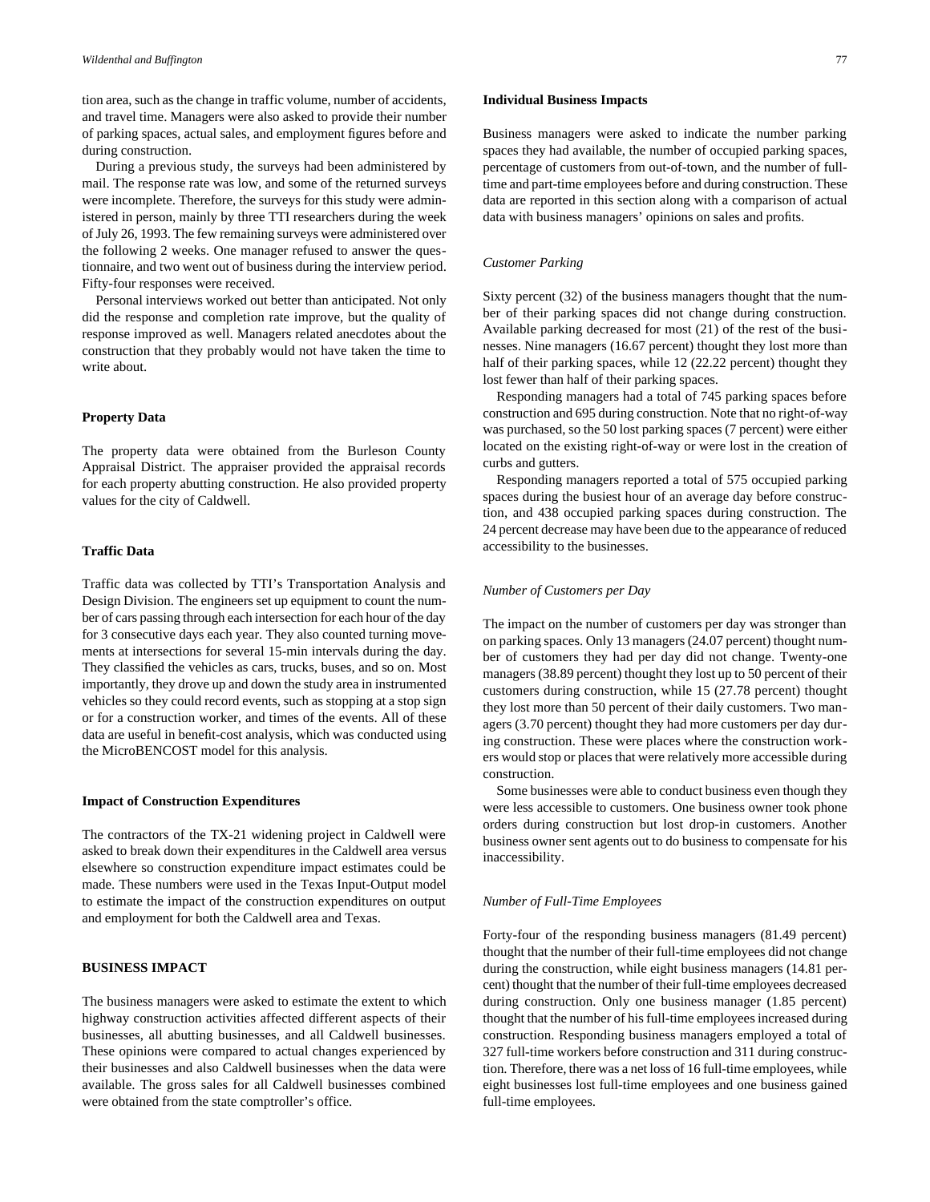tion area, such as the change in traffic volume, number of accidents, and travel time. Managers were also asked to provide their number of parking spaces, actual sales, and employment figures before and during construction.

During a previous study, the surveys had been administered by mail. The response rate was low, and some of the returned surveys were incomplete. Therefore, the surveys for this study were administered in person, mainly by three TTI researchers during the week of July 26, 1993. The few remaining surveys were administered over the following 2 weeks. One manager refused to answer the questionnaire, and two went out of business during the interview period. Fifty-four responses were received.

Personal interviews worked out better than anticipated. Not only did the response and completion rate improve, but the quality of response improved as well. Managers related anecdotes about the construction that they probably would not have taken the time to write about.

### Property Data

The property data were obtained from the Burleson County Appraisal District. The appraiser provided the appraisal records for each property abutting construction. He also provided property values for the city of Caldwell.

### Traffic Data

Traffic data was collected by TTI's Transportation Analysis and Design Division. The engineers set up equipment to count the number of cars passing through each intersection for each hour of the day for 3 consecutive days each year. They also counted turning movements at intersections for several 15-min intervals during the day. They classified the vehicles as cars, trucks, buses, and so on. Most importantly, they drove up and down the study area in instrumented vehicles so they could record events, such as stopping at a stop sign or for a construction worker, and times of the events. All of these data are useful in benefit-cost analysis, which was conducted using the MicroBENCOST model for this analysis.

### Impact of Construction Expenditures

The contractors of the TX-21 widening project in Caldwell were asked to break down their expenditures in the Caldwell area versus elsewhere so construction expenditure impact estimates could be made. These numbers were used in the Texas Input-Output model to estimate the impact of the construction expenditures on output and employment for both the Caldwell area and Texas.

## BUSINESS IMPACT

The business managers were asked to estimate the extent to which highway construction activities affected different aspects of their businesses, all abutting businesses, and all Caldwell businesses. These opinions were compared to actual changes experienced by their businesses and also Caldwell businesses when the data were available. The gross sales for all Caldwell businesses combined were obtained from the state comptroller's office.

### Individual Business Impacts

Business managers were asked to indicate the number parking spaces they had available, the number of occupied parking spaces, percentage of customers from out-of-town, and the number of full-time and part-time employees before and during construction. These data are reported in this section along with a comparison of actual data with business managers' opinions on sales and profits.

#### *Customer Parking*

Sixty percent (32) of the business managers thought that the number of their parking spaces did not change during construction. Available parking decreased for most (21) of the rest of the businesses. Nine managers (16.67 percent) thought they lost more than half of their parking spaces, while 12 (22.22 percent) thought they lost fewer than half of their parking spaces.

Responding managers had a total of 745 parking spaces before construction and 695 during construction. Note that no right-of-way was purchased, so the 50 lost parking spaces (7 percent) were either located on the existing right-of-way or were lost in the creation of curbs and gutters.

Responding managers reported a total of 575 occupied parking spaces during the busiest hour of an average day before construction, and 438 occupied parking spaces during construction. The 24 percent decrease may have been due to the appearance of reduced accessibility to the businesses.

#### *Number of Customers per Day*

The impact on the number of customers per day was stronger than on parking spaces. Only 13 managers (24.07 percent) thought number of customers they had per day did not change. Twenty-one managers (38.89 percent) thought they lost up to 50 percent of their customers during construction, while 15 (27.78 percent) thought they lost more than 50 percent of their daily customers. Two managers (3.70 percent) thought they had more customers per day during construction. These were places where the construction workers would stop or places that were relatively more accessible during construction.

Some businesses were able to conduct business even though they were less accessible to customers. One business owner took phone orders during construction but lost drop-in customers. Another business owner sent agents out to do business to compensate for his inaccessibility.

#### *Number of Full-Time Employees*

Forty-four of the responding business managers (81.49 percent) thought that the number of their full-time employees did not change during the construction, while eight business managers (14.81 percent) thought that the number of their full-time employees decreased during construction. Only one business manager (1.85 percent) thought that the number of his full-time employees increased during construction. Responding business managers employed a total of 327 full-time workers before construction and 311 during construction. Therefore, there was a net loss of 16 full-time employees, while eight businesses lost full-time employees and one business gained full-time employees.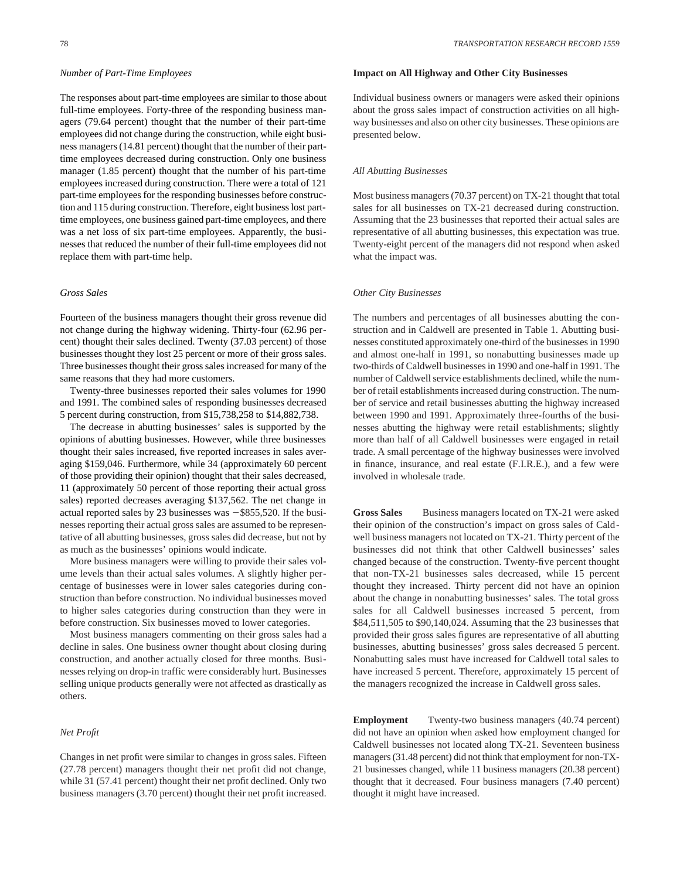*Number of Part-Time Employees*

The responses about part-time employees are similar to those about full-time employees. Forty-three of the responding business managers (79.64 percent) thought that the number of their part-time employees did not change during the construction, while eight business managers (14.81 percent) thought that the number of their part-time employees decreased during construction. Only one business manager (1.85 percent) thought that the number of his part-time employees increased during construction. There were a total of 121 part-time employees for the responding businesses before construction and 115 during construction. Therefore, eight business lost part-time employees, one business gained part-time employees, and there was a net loss of six part-time employees. Apparently, the businesses that reduced the number of their full-time employees did not replace them with part-time help.

*Gross Sales*

Fourteen of the business managers thought their gross revenue did not change during the highway widening. Thirty-four (62.96 percent) thought their sales declined. Twenty (37.03 percent) of those businesses thought they lost 25 percent or more of their gross sales. Three businesses thought their gross sales increased for many of the same reasons that they had more customers.

Twenty-three businesses reported their sales volumes for 1990 and 1991. The combined sales of responding businesses decreased 5 percent during construction, from $15,738,258 to $14,882,738.

The decrease in abutting businesses' sales is supported by the opinions of abutting businesses. However, while three businesses thought their sales increased, five reported increases in sales averaging $159,046. Furthermore, while 34 (approximately 60 percent of those providing their opinion) thought that their sales decreased, 11 (approximately 50 percent of those reporting their actual gross sales) reported decreases averaging $137,562. The net change in actual reported sales by 23 businesses was −$855,520. If the businesses reporting their actual gross sales are assumed to be representative of all abutting businesses, gross sales did decrease, but not by as much as the businesses' opinions would indicate.

More business managers were willing to provide their sales volume levels than their actual sales volumes. A slightly higher percentage of businesses were in lower sales categories during construction than before construction. No individual businesses moved to higher sales categories during construction than they were in before construction. Six businesses moved to lower categories.

Most business managers commenting on their gross sales had a decline in sales. One business owner thought about closing during construction, and another actually closed for three months. Businesses relying on drop-in traffic were considerably hurt. Businesses selling unique products generally were not affected as drastically as others.

*Net Profit*

Changes in net profit were similar to changes in gross sales. Fifteen (27.78 percent) managers thought their net profit did not change, while 31 (57.41 percent) thought their net profit declined. Only two business managers (3.70 percent) thought their net profit increased.

**Impact on All Highway and Other City Businesses**

Individual business owners or managers were asked their opinions about the gross sales impact of construction activities on all highway businesses and also on other city businesses. These opinions are presented below.

*All Abutting Businesses*

Most business managers (70.37 percent) on TX-21 thought that total sales for all businesses on TX-21 decreased during construction. Assuming that the 23 businesses that reported their actual sales are representative of all abutting businesses, this expectation was true. Twenty-eight percent of the managers did not respond when asked what the impact was.

*Other City Businesses*

The numbers and percentages of all businesses abutting the construction and in Caldwell are presented in Table 1. Abutting businesses constituted approximately one-third of the businesses in 1990 and almost one-half in 1991, so nonabutting businesses made up two-thirds of Caldwell businesses in 1990 and one-half in 1991. The number of Caldwell service establishments declined, while the number of retail establishments increased during construction. The number of service and retail businesses abutting the highway increased between 1990 and 1991. Approximately three-fourths of the businesses abutting the highway were retail establishments; slightly more than half of all Caldwell businesses were engaged in retail trade. A small percentage of the highway businesses were involved in finance, insurance, and real estate (F.I.R.E.), and a few were involved in wholesale trade.

**Gross Sales** Business managers located on TX-21 were asked their opinion of the construction's impact on gross sales of Caldwell business managers not located on TX-21. Thirty percent of the businesses did not think that other Caldwell businesses' sales changed because of the construction. Twenty-five percent thought that non-TX-21 businesses sales decreased, while 15 percent thought they increased. Thirty percent did not have an opinion about the change in nonabutting businesses' sales. The total gross sales for all Caldwell businesses increased 5 percent, from $84,511,505 to $90,140,024. Assuming that the 23 businesses that provided their gross sales figures are representative of all abutting businesses, abutting businesses' gross sales decreased 5 percent. Nonabutting sales must have increased for Caldwell total sales to have increased 5 percent. Therefore, approximately 15 percent of the managers recognized the increase in Caldwell gross sales.

**Employment** Twenty-two business managers (40.74 percent) did not have an opinion when asked how employment changed for Caldwell businesses not located along TX-21. Seventeen business managers (31.48 percent) did not think that employment for non-TX-21 businesses changed, while 11 business managers (20.38 percent) thought that it decreased. Four business managers (7.40 percent) thought it might have increased.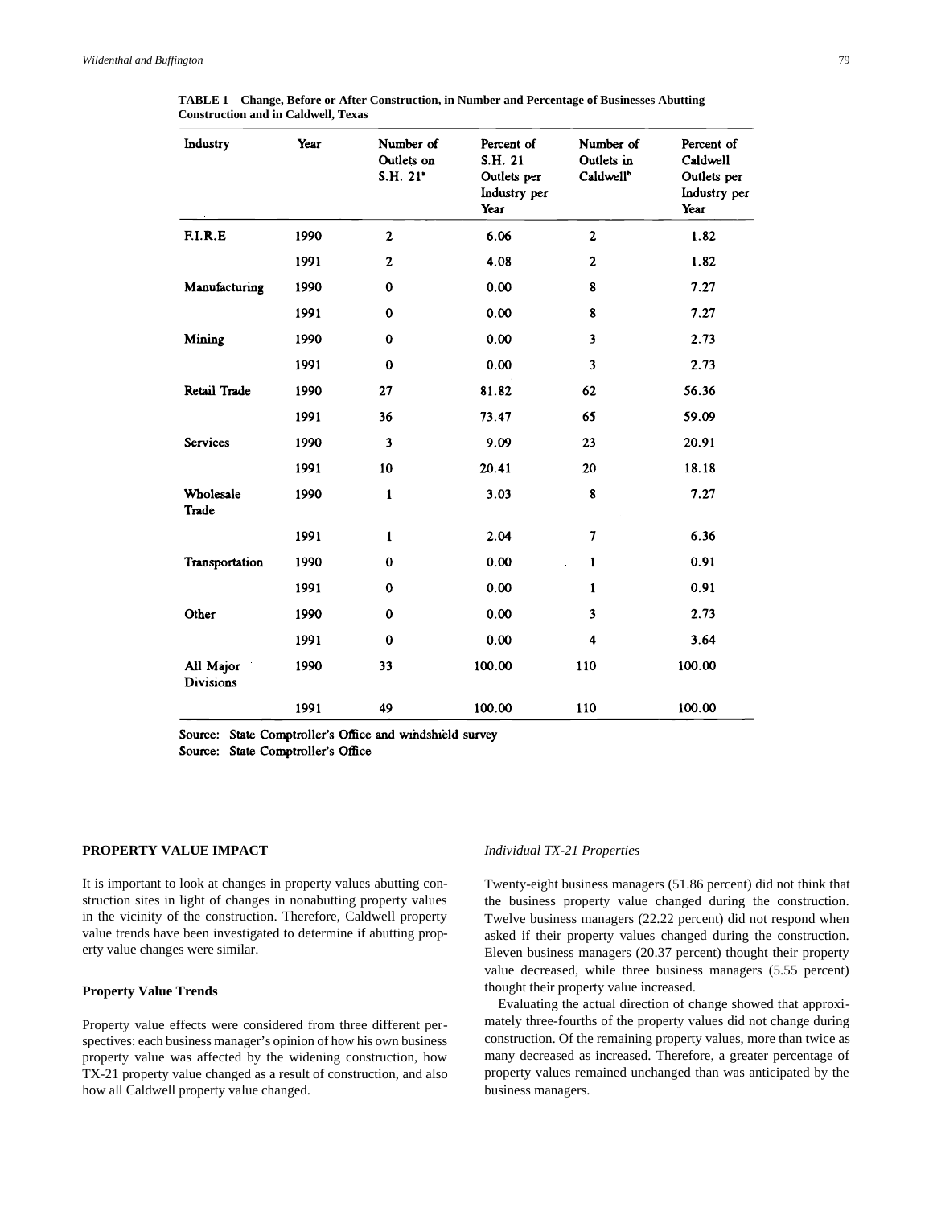**TABLE 1 Change, Before or After Construction, in Number and Percentage of Businesses Abutting Construction and in Caldwell, Texas**

| Industry | Year | Number of Outlets on S.H. 21[a] | Percent of S.H. 21 Outlets per Industry per Year | Number of Outlets in Caldwell[b] | Percent of Caldwell Outlets per Industry per Year |
|---|---|---|---|---|---|
| F.I.R.E | 1990 | 2 | 6.06 | 2 | 1.82 |
| | 1991 | 2 | 4.08 | 2 | 1.82 |
| Manufacturing | 1990 | 0 | 0.00 | 8 | 7.27 |
| | 1991 | 0 | 0.00 | 8 | 7.27 |
| Mining | 1990 | 0 | 0.00 | 3 | 2.73 |
| | 1991 | 0 | 0.00 | 3 | 2.73 |
| Retail Trade | 1990 | 27 | 81.82 | 62 | 56.36 |
| | 1991 | 36 | 73.47 | 65 | 59.09 |
| Services | 1990 | 3 | 9.09 | 23 | 20.91 |
| | 1991 | 10 | 20.41 | 20 | 18.18 |
| Wholesale Trade | 1990 | 1 | 3.03 | 8 | 7.27 |
| | 1991 | 1 | 2.04 | 7 | 6.36 |
| Transportation | 1990 | 0 | 0.00 | 1 | 0.91 |
| | 1991 | 0 | 0.00 | 1 | 0.91 |
| Other | 1990 | 0 | 0.00 | 3 | 2.73 |
| | 1991 | 0 | 0.00 | 4 | 3.64 |
| All Major Divisions | 1990 | 33 | 100.00 | 110 | 100.00 |
| | 1991 | 49 | 100.00 | 110 | 100.00 |

Source: State Comptroller's Office and windshield survey
Source: State Comptroller's Office

## PROPERTY VALUE IMPACT

It is important to look at changes in property values abutting construction sites in light of changes in nonabutting property values in the vicinity of the construction. Therefore, Caldwell property value trends have been investigated to determine if abutting property value changes were similar.

### Property Value Trends

Property value effects were considered from three different perspectives: each business manager's opinion of how his own business property value was affected by the widening construction, how TX-21 property value changed as a result of construction, and also how all Caldwell property value changed.

#### *Individual TX-21 Properties*

Twenty-eight business managers (51.86 percent) did not think that the business property value changed during the construction. Twelve business managers (22.22 percent) did not respond when asked if their property values changed during the construction. Eleven business managers (20.37 percent) thought their property value decreased, while three business managers (5.55 percent) thought their property value increased.

Evaluating the actual direction of change showed that approximately three-fourths of the property values did not change during construction. Of the remaining property values, more than twice as many decreased as increased. Therefore, a greater percentage of property values remained unchanged than was anticipated by the business managers.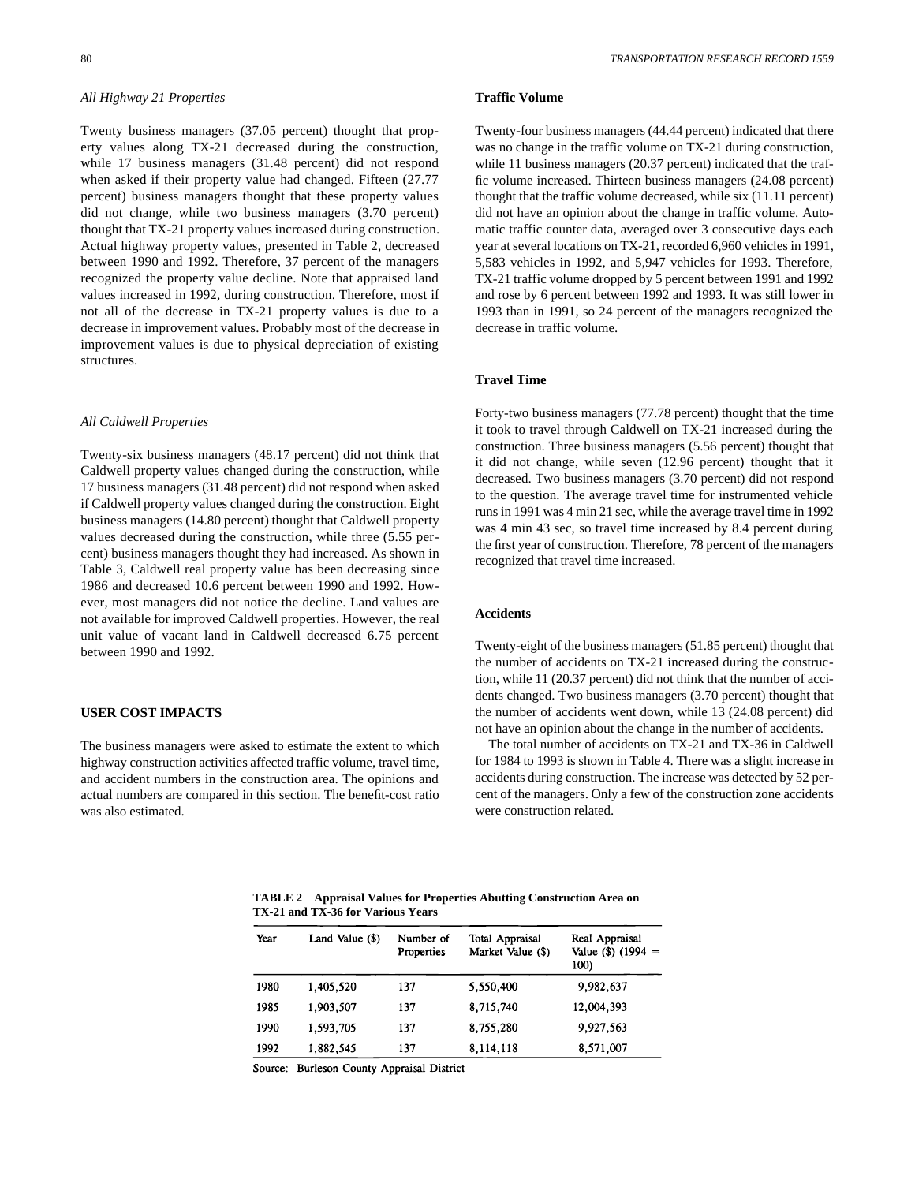### *All Highway 21 Properties*

Twenty business managers (37.05 percent) thought that property values along TX-21 decreased during the construction, while 17 business managers (31.48 percent) did not respond when asked if their property value had changed. Fifteen (27.77 percent) business managers thought that these property values did not change, while two business managers (3.70 percent) thought that TX-21 property values increased during construction. Actual highway property values, presented in Table 2, decreased between 1990 and 1992. Therefore, 37 percent of the managers recognized the property value decline. Note that appraised land values increased in 1992, during construction. Therefore, most if not all of the decrease in TX-21 property values is due to a decrease in improvement values. Probably most of the decrease in improvement values is due to physical depreciation of existing structures.

### *All Caldwell Properties*

Twenty-six business managers (48.17 percent) did not think that Caldwell property values changed during the construction, while 17 business managers (31.48 percent) did not respond when asked if Caldwell property values changed during the construction. Eight business managers (14.80 percent) thought that Caldwell property values decreased during the construction, while three (5.55 percent) business managers thought they had increased. As shown in Table 3, Caldwell real property value has been decreasing since 1986 and decreased 10.6 percent between 1990 and 1992. However, most managers did not notice the decline. Land values are not available for improved Caldwell properties. However, the real unit value of vacant land in Caldwell decreased 6.75 percent between 1990 and 1992.

## USER COST IMPACTS

The business managers were asked to estimate the extent to which highway construction activities affected traffic volume, travel time, and accident numbers in the construction area. The opinions and actual numbers are compared in this section. The benefit-cost ratio was also estimated.

### Traffic Volume

Twenty-four business managers (44.44 percent) indicated that there was no change in the traffic volume on TX-21 during construction, while 11 business managers (20.37 percent) indicated that the traffic volume increased. Thirteen business managers (24.08 percent) thought that the traffic volume decreased, while six (11.11 percent) did not have an opinion about the change in traffic volume. Automatic traffic counter data, averaged over 3 consecutive days each year at several locations on TX-21, recorded 6,960 vehicles in 1991, 5,583 vehicles in 1992, and 5,947 vehicles for 1993. Therefore, TX-21 traffic volume dropped by 5 percent between 1991 and 1992 and rose by 6 percent between 1992 and 1993. It was still lower in 1993 than in 1991, so 24 percent of the managers recognized the decrease in traffic volume.

### Travel Time

Forty-two business managers (77.78 percent) thought that the time it took to travel through Caldwell on TX-21 increased during the construction. Three business managers (5.56 percent) thought that it did not change, while seven (12.96 percent) thought that it decreased. Two business managers (3.70 percent) did not respond to the question. The average travel time for instrumented vehicle runs in 1991 was 4 min 21 sec, while the average travel time in 1992 was 4 min 43 sec, so travel time increased by 8.4 percent during the first year of construction. Therefore, 78 percent of the managers recognized that travel time increased.

### Accidents

Twenty-eight of the business managers (51.85 percent) thought that the number of accidents on TX-21 increased during the construction, while 11 (20.37 percent) did not think that the number of accidents changed. Two business managers (3.70 percent) thought that the number of accidents went down, while 13 (24.08 percent) did not have an opinion about the change in the number of accidents.

The total number of accidents on TX-21 and TX-36 in Caldwell for 1984 to 1993 is shown in Table 4. There was a slight increase in accidents during construction. The increase was detected by 52 percent of the managers. Only a few of the construction zone accidents were construction related.

**TABLE 2 Appraisal Values for Properties Abutting Construction Area on TX-21 and TX-36 for Various Years**

| Year | Land Value ($) | Number of Properties | Total Appraisal Market Value ($) | Real Appraisal Value ($) (1994 = 100) |
|---|---|---|---|---|
| 1980 | 1,405,520 | 137 | 5,550,400 | 9,982,637 |
| 1985 | 1,903,507 | 137 | 8,715,740 | 12,004,393 |
| 1990 | 1,593,705 | 137 | 8,755,280 | 9,927,563 |
| 1992 | 1,882,545 | 137 | 8,114,118 | 8,571,007 |

Source: Burleson County Appraisal District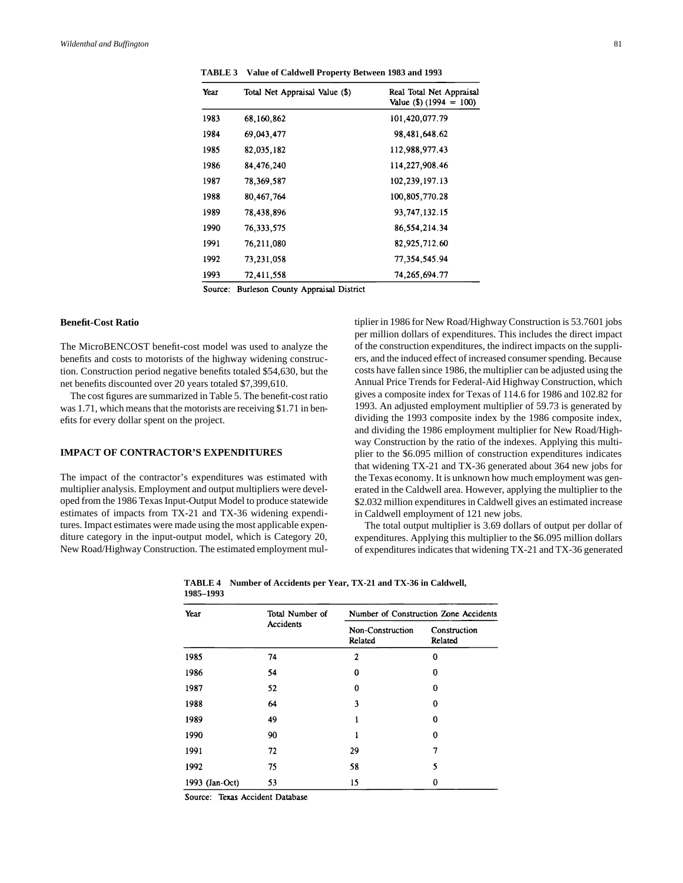**TABLE 3 Value of Caldwell Property Between 1983 and 1993**

| Year | Total Net Appraisal Value ($) | Real Total Net Appraisal Value ($) (1994 = 100) |
|---|---|---|
| 1983 | 68,160,862 | 101,420,077.79 |
| 1984 | 69,043,477 | 98,481,648.62 |
| 1985 | 82,035,182 | 112,988,977.43 |
| 1986 | 84,476,240 | 114,227,908.46 |
| 1987 | 78,369,587 | 102,239,197.13 |
| 1988 | 80,467,764 | 100,805,770.28 |
| 1989 | 78,438,896 | 93,747,132.15 |
| 1990 | 76,333,575 | 86,554,214.34 |
| 1991 | 76,211,080 | 82,925,712.60 |
| 1992 | 73,231,058 | 77,354,545.94 |
| 1993 | 72,411,558 | 74,265,694.77 |

Source: Burleson County Appraisal District

### Benefit-Cost Ratio

The MicroBENCOST benefit-cost model was used to analyze the benefits and costs to motorists of the highway widening construction. Construction period negative benefits totaled $54,630, but the net benefits discounted over 20 years totaled $7,399,610.

The cost figures are summarized in Table 5. The benefit-cost ratio was 1.71, which means that the motorists are receiving $1.71 in benefits for every dollar spent on the project.

## IMPACT OF CONTRACTOR'S EXPENDITURES

The impact of the contractor's expenditures was estimated with multiplier analysis. Employment and output multipliers were developed from the 1986 Texas Input-Output Model to produce statewide estimates of impacts from TX-21 and TX-36 widening expenditures. Impact estimates were made using the most applicable expenditure category in the input-output model, which is Category 20, New Road/Highway Construction. The estimated employment multiplier in 1986 for New Road/Highway Construction is 53.7601 jobs per million dollars of expenditures. This includes the direct impact of the construction expenditures, the indirect impacts on the suppliers, and the induced effect of increased consumer spending. Because costs have fallen since 1986, the multiplier can be adjusted using the Annual Price Trends for Federal-Aid Highway Construction, which gives a composite index for Texas of 114.6 for 1986 and 102.82 for 1993. An adjusted employment multiplier of 59.73 is generated by dividing the 1993 composite index by the 1986 composite index, and dividing the 1986 employment multiplier for New Road/Highway Construction by the ratio of the indexes. Applying this multiplier to the $6.095 million of construction expenditures indicates that widening TX-21 and TX-36 generated about 364 new jobs for the Texas economy. It is unknown how much employment was generated in the Caldwell area. However, applying the multiplier to the $2.032 million expenditures in Caldwell gives an estimated increase in Caldwell employment of 121 new jobs.

The total output multiplier is 3.69 dollars of output per dollar of expenditures. Applying this multiplier to the $6.095 million dollars of expenditures indicates that widening TX-21 and TX-36 generated

**TABLE 4 Number of Accidents per Year, TX-21 and TX-36 in Caldwell, 1985–1993**

| Year | Total Number of Accidents | Number of Construction Zone Accidents | |
|---|---|---|---|
| | | Non-Construction Related | Construction Related |
| 1985 | 74 | 2 | 0 |
| 1986 | 54 | 0 | 0 |
| 1987 | 52 | 0 | 0 |
| 1988 | 64 | 3 | 0 |
| 1989 | 49 | 1 | 0 |
| 1990 | 90 | 1 | 0 |
| 1991 | 72 | 29 | 7 |
| 1992 | 75 | 58 | 5 |
| 1993 (Jan-Oct) | 53 | 15 | 0 |

Source: Texas Accident Database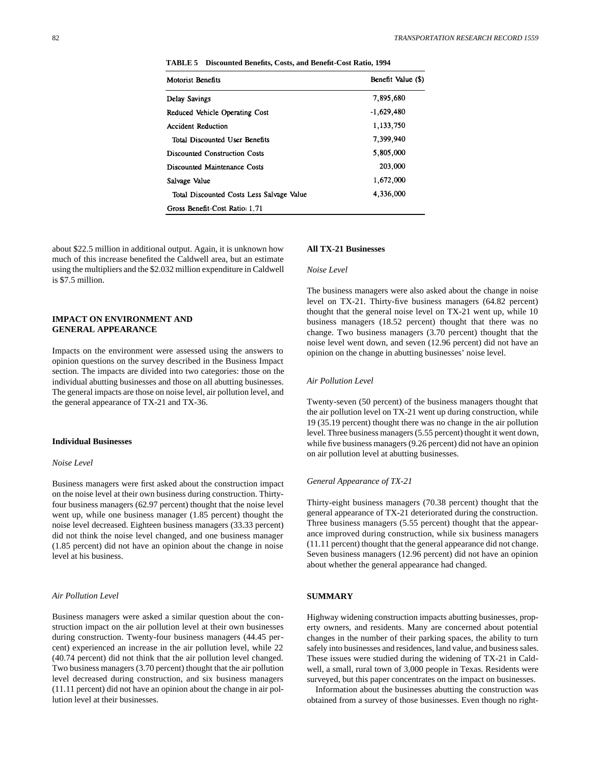TABLE 5 Discounted Benefits, Costs, and Benefit-Cost Ratio, 1994

| Motorist Benefits | Benefit Value ($) |
|---|---|
| Delay Savings | 7,895,680 |
| Reduced Vehicle Operating Cost | -1,629,480 |
| Accident Reduction | 1,133,750 |
| Total Discounted User Benefits | 7,399,940 |
| Discounted Construction Costs | 5,805,000 |
| Discounted Maintenance Costs | 203,000 |
| Salvage Value | 1,672,000 |
| Total Discounted Costs Less Salvage Value | 4,336,000 |
| Gross Benefit-Cost Ratio: 1.71 | |

about $22.5 million in additional output. Again, it is unknown how much of this increase benefited the Caldwell area, but an estimate using the multipliers and the $2.032 million expenditure in Caldwell is $7.5 million.

## IMPACT ON ENVIRONMENT AND GENERAL APPEARANCE

Impacts on the environment were assessed using the answers to opinion questions on the survey described in the Business Impact section. The impacts are divided into two categories: those on the individual abutting businesses and those on all abutting businesses. The general impacts are those on noise level, air pollution level, and the general appearance of TX-21 and TX-36.

### Individual Businesses

*Noise Level*

Business managers were first asked about the construction impact on the noise level at their own business during construction. Thirty-four business managers (62.97 percent) thought that the noise level went up, while one business manager (1.85 percent) thought the noise level decreased. Eighteen business managers (33.33 percent) did not think the noise level changed, and one business manager (1.85 percent) did not have an opinion about the change in noise level at his business.

*Air Pollution Level*

Business managers were asked a similar question about the construction impact on the air pollution level at their own businesses during construction. Twenty-four business managers (44.45 percent) experienced an increase in the air pollution level, while 22 (40.74 percent) did not think that the air pollution level changed. Two business managers (3.70 percent) thought that the air pollution level decreased during construction, and six business managers (11.11 percent) did not have an opinion about the change in air pollution level at their businesses.

### All TX-21 Businesses

*Noise Level*

The business managers were also asked about the change in noise level on TX-21. Thirty-five business managers (64.82 percent) thought that the general noise level on TX-21 went up, while 10 business managers (18.52 percent) thought that there was no change. Two business managers (3.70 percent) thought that the noise level went down, and seven (12.96 percent) did not have an opinion on the change in abutting businesses' noise level.

*Air Pollution Level*

Twenty-seven (50 percent) of the business managers thought that the air pollution level on TX-21 went up during construction, while 19 (35.19 percent) thought there was no change in the air pollution level. Three business managers (5.55 percent) thought it went down, while five business managers (9.26 percent) did not have an opinion on air pollution level at abutting businesses.

*General Appearance of TX-21*

Thirty-eight business managers (70.38 percent) thought that the general appearance of TX-21 deteriorated during the construction. Three business managers (5.55 percent) thought that the appearance improved during construction, while six business managers (11.11 percent) thought that the general appearance did not change. Seven business managers (12.96 percent) did not have an opinion about whether the general appearance had changed.

## SUMMARY

Highway widening construction impacts abutting businesses, property owners, and residents. Many are concerned about potential changes in the number of their parking spaces, the ability to turn safely into businesses and residences, land value, and business sales. These issues were studied during the widening of TX-21 in Caldwell, a small, rural town of 3,000 people in Texas. Residents were surveyed, but this paper concentrates on the impact on businesses.

Information about the businesses abutting the construction was obtained from a survey of those businesses. Even though no right-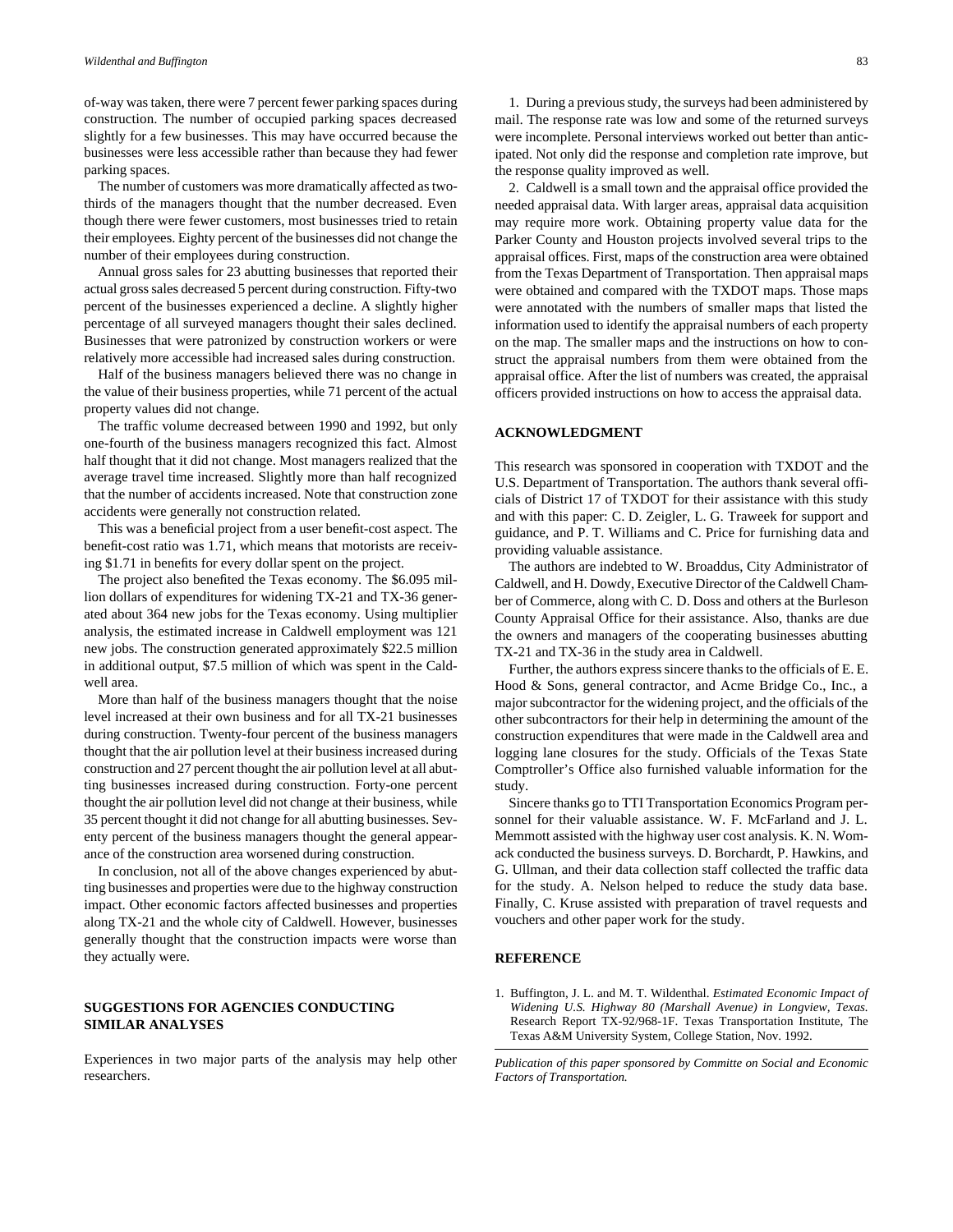of-way was taken, there were 7 percent fewer parking spaces during construction. The number of occupied parking spaces decreased slightly for a few businesses. This may have occurred because the businesses were less accessible rather than because they had fewer parking spaces.

The number of customers was more dramatically affected as two-thirds of the managers thought that the number decreased. Even though there were fewer customers, most businesses tried to retain their employees. Eighty percent of the businesses did not change the number of their employees during construction.

Annual gross sales for 23 abutting businesses that reported their actual gross sales decreased 5 percent during construction. Fifty-two percent of the businesses experienced a decline. A slightly higher percentage of all surveyed managers thought their sales declined. Businesses that were patronized by construction workers or were relatively more accessible had increased sales during construction.

Half of the business managers believed there was no change in the value of their business properties, while 71 percent of the actual property values did not change.

The traffic volume decreased between 1990 and 1992, but only one-fourth of the business managers recognized this fact. Almost half thought that it did not change. Most managers realized that the average travel time increased. Slightly more than half recognized that the number of accidents increased. Note that construction zone accidents were generally not construction related.

This was a beneficial project from a user benefit-cost aspect. The benefit-cost ratio was 1.71, which means that motorists are receiving $1.71 in benefits for every dollar spent on the project.

The project also benefited the Texas economy. The $6.095 million dollars of expenditures for widening TX-21 and TX-36 generated about 364 new jobs for the Texas economy. Using multiplier analysis, the estimated increase in Caldwell employment was 121 new jobs. The construction generated approximately $22.5 million in additional output, $7.5 million of which was spent in the Caldwell area.

More than half of the business managers thought that the noise level increased at their own business and for all TX-21 businesses during construction. Twenty-four percent of the business managers thought that the air pollution level at their business increased during construction and 27 percent thought the air pollution level at all abutting businesses increased during construction. Forty-one percent thought the air pollution level did not change at their business, while 35 percent thought it did not change for all abutting businesses. Seventy percent of the business managers thought the general appearance of the construction area worsened during construction.

In conclusion, not all of the above changes experienced by abutting businesses and properties were due to the highway construction impact. Other economic factors affected businesses and properties along TX-21 and the whole city of Caldwell. However, businesses generally thought that the construction impacts were worse than they actually were.

## SUGGESTIONS FOR AGENCIES CONDUCTING SIMILAR ANALYSES

Experiences in two major parts of the analysis may help other researchers.

1. During a previous study, the surveys had been administered by mail. The response rate was low and some of the returned surveys were incomplete. Personal interviews worked out better than anticipated. Not only did the response and completion rate improve, but the response quality improved as well.

2. Caldwell is a small town and the appraisal office provided the needed appraisal data. With larger areas, appraisal data acquisition may require more work. Obtaining property value data for the Parker County and Houston projects involved several trips to the appraisal offices. First, maps of the construction area were obtained from the Texas Department of Transportation. Then appraisal maps were obtained and compared with the TXDOT maps. Those maps were annotated with the numbers of smaller maps that listed the information used to identify the appraisal numbers of each property on the map. The smaller maps and the instructions on how to construct the appraisal numbers from them were obtained from the appraisal office. After the list of numbers was created, the appraisal officers provided instructions on how to access the appraisal data.

## ACKNOWLEDGMENT

This research was sponsored in cooperation with TXDOT and the U.S. Department of Transportation. The authors thank several officials of District 17 of TXDOT for their assistance with this study and with this paper: C. D. Zeigler, L. G. Traweek for support and guidance, and P. T. Williams and C. Price for furnishing data and providing valuable assistance.

The authors are indebted to W. Broaddus, City Administrator of Caldwell, and H. Dowdy, Executive Director of the Caldwell Chamber of Commerce, along with C. D. Doss and others at the Burleson County Appraisal Office for their assistance. Also, thanks are due the owners and managers of the cooperating businesses abutting TX-21 and TX-36 in the study area in Caldwell.

Further, the authors express sincere thanks to the officials of E. E. Hood & Sons, general contractor, and Acme Bridge Co., Inc., a major subcontractor for the widening project, and the officials of the other subcontractors for their help in determining the amount of the construction expenditures that were made in the Caldwell area and logging lane closures for the study. Officials of the Texas State Comptroller's Office also furnished valuable information for the study.

Sincere thanks go to TTI Transportation Economics Program personnel for their valuable assistance. W. F. McFarland and J. L. Memmott assisted with the highway user cost analysis. K. N. Womack conducted the business surveys. D. Borchardt, P. Hawkins, and G. Ullman, and their data collection staff collected the traffic data for the study. A. Nelson helped to reduce the study data base. Finally, C. Kruse assisted with preparation of travel requests and vouchers and other paper work for the study.

## REFERENCE

1. Buffington, J. L. and M. T. Wildenthal. *Estimated Economic Impact of Widening U.S. Highway 80 (Marshall Avenue) in Longview, Texas.* Research Report TX-92/968-1F. Texas Transportation Institute, The Texas A&M University System, College Station, Nov. 1992.

*Publication of this paper sponsored by Committe on Social and Economic Factors of Transportation.*